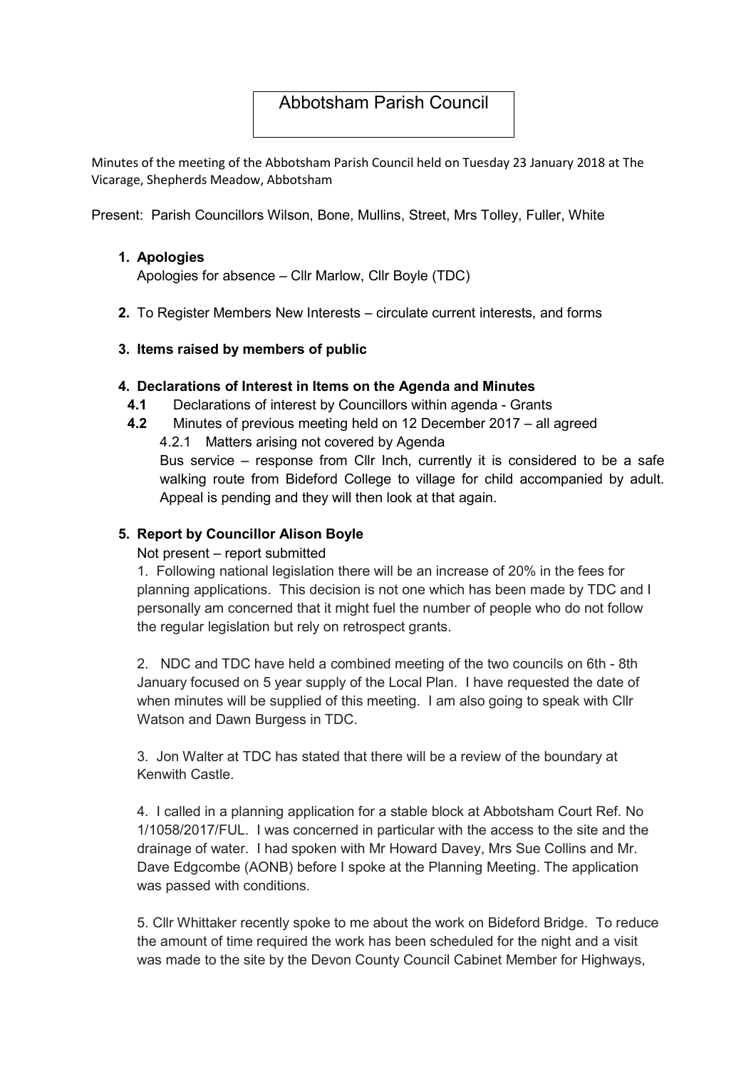# Abbotsham Parish Council

Minutes of the meeting of the Abbotsham Parish Council held on Tuesday 23 January 2018 at The Vicarage, Shepherds Meadow, Abbotsham

Present: Parish Councillors Wilson, Bone, Mullins, Street, Mrs Tolley, Fuller, White

1. **Apologies**

   Apologies for absence – Cllr Marlow, Cllr Boyle (TDC)

2. To Register Members New Interests – circulate current interests, and forms

3. **Items raised by members of public**

4. **Declarations of Interest in Items on the Agenda and Minutes**

   **4.1** Declarations of interest by Councillors within agenda - Grants

   **4.2** Minutes of previous meeting held on 12 December 2017 – all agreed

   4.2.1 Matters arising not covered by Agenda

   Bus service – response from Cllr Inch, currently it is considered to be a safe walking route from Bideford College to village for child accompanied by adult. Appeal is pending and they will then look at that again.

5. **Report by Councillor Alison Boyle**

   Not present – report submitted

   1. Following national legislation there will be an increase of 20% in the fees for planning applications. This decision is not one which has been made by TDC and I personally am concerned that it might fuel the number of people who do not follow the regular legislation but rely on retrospect grants.

   2. NDC and TDC have held a combined meeting of the two councils on 6th - 8th January focused on 5 year supply of the Local Plan. I have requested the date of when minutes will be supplied of this meeting. I am also going to speak with Cllr Watson and Dawn Burgess in TDC.

   3. Jon Walter at TDC has stated that there will be a review of the boundary at Kenwith Castle.

   4. I called in a planning application for a stable block at Abbotsham Court Ref. No 1/1058/2017/FUL. I was concerned in particular with the access to the site and the drainage of water. I had spoken with Mr Howard Davey, Mrs Sue Collins and Mr. Dave Edgcombe (AONB) before I spoke at the Planning Meeting. The application was passed with conditions.

   5. Cllr Whittaker recently spoke to me about the work on Bideford Bridge. To reduce the amount of time required the work has been scheduled for the night and a visit was made to the site by the Devon County Council Cabinet Member for Highways,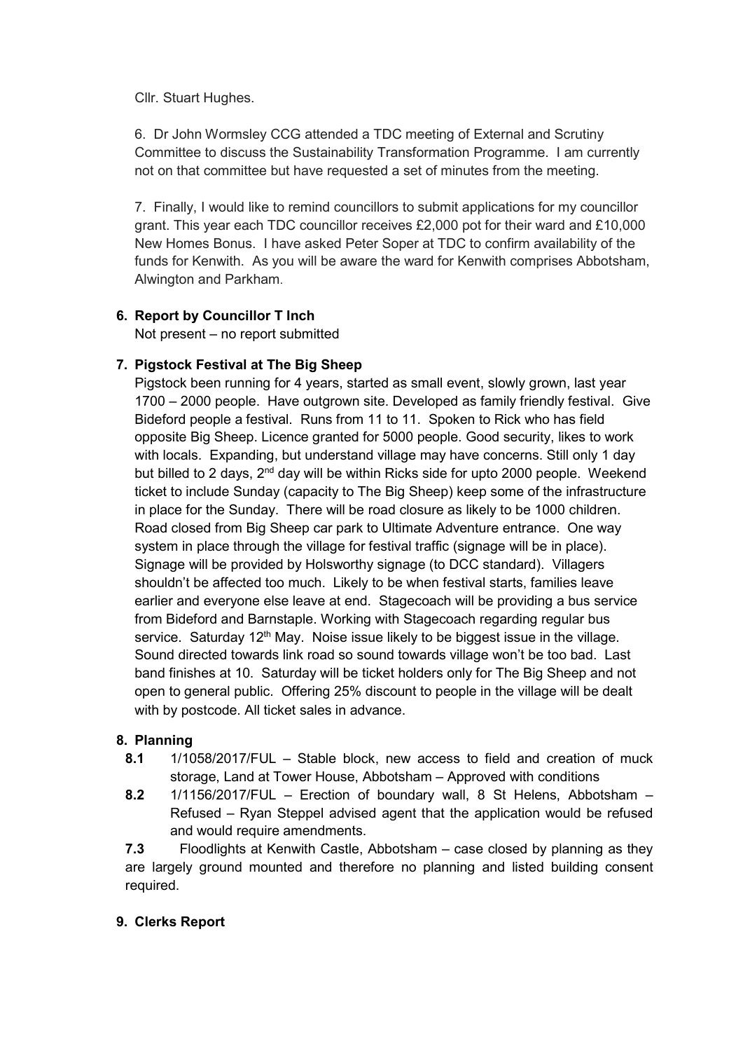Cllr. Stuart Hughes.

6. Dr John Wormsley CCG attended a TDC meeting of External and Scrutiny Committee to discuss the Sustainability Transformation Programme. I am currently not on that committee but have requested a set of minutes from the meeting.

7. Finally, I would like to remind councillors to submit applications for my councillor grant. This year each TDC councillor receives £2,000 pot for their ward and £10,000 New Homes Bonus. I have asked Peter Soper at TDC to confirm availability of the funds for Kenwith. As you will be aware the ward for Kenwith comprises Abbotsham, Alwington and Parkham.

**6. Report by Councillor T Inch**

Not present – no report submitted

**7. Pigstock Festival at The Big Sheep**

Pigstock been running for 4 years, started as small event, slowly grown, last year 1700 – 2000 people. Have outgrown site. Developed as family friendly festival. Give Bideford people a festival. Runs from 11 to 11. Spoken to Rick who has field opposite Big Sheep. Licence granted for 5000 people. Good security, likes to work with locals. Expanding, but understand village may have concerns. Still only 1 day but billed to 2 days, 2nd day will be within Ricks side for upto 2000 people. Weekend ticket to include Sunday (capacity to The Big Sheep) keep some of the infrastructure in place for the Sunday. There will be road closure as likely to be 1000 children. Road closed from Big Sheep car park to Ultimate Adventure entrance. One way system in place through the village for festival traffic (signage will be in place). Signage will be provided by Holsworthy signage (to DCC standard). Villagers shouldn't be affected too much. Likely to be when festival starts, families leave earlier and everyone else leave at end. Stagecoach will be providing a bus service from Bideford and Barnstaple. Working with Stagecoach regarding regular bus service. Saturday 12th May. Noise issue likely to be biggest issue in the village. Sound directed towards link road so sound towards village won't be too bad. Last band finishes at 10. Saturday will be ticket holders only for The Big Sheep and not open to general public. Offering 25% discount to people in the village will be dealt with by postcode. All ticket sales in advance.

**8. Planning**

**8.1** 1/1058/2017/FUL – Stable block, new access to field and creation of muck storage, Land at Tower House, Abbotsham – Approved with conditions

**8.2** 1/1156/2017/FUL – Erection of boundary wall, 8 St Helens, Abbotsham – Refused – Ryan Steppel advised agent that the application would be refused and would require amendments.

**7.3** Floodlights at Kenwith Castle, Abbotsham – case closed by planning as they are largely ground mounted and therefore no planning and listed building consent required.

**9. Clerks Report**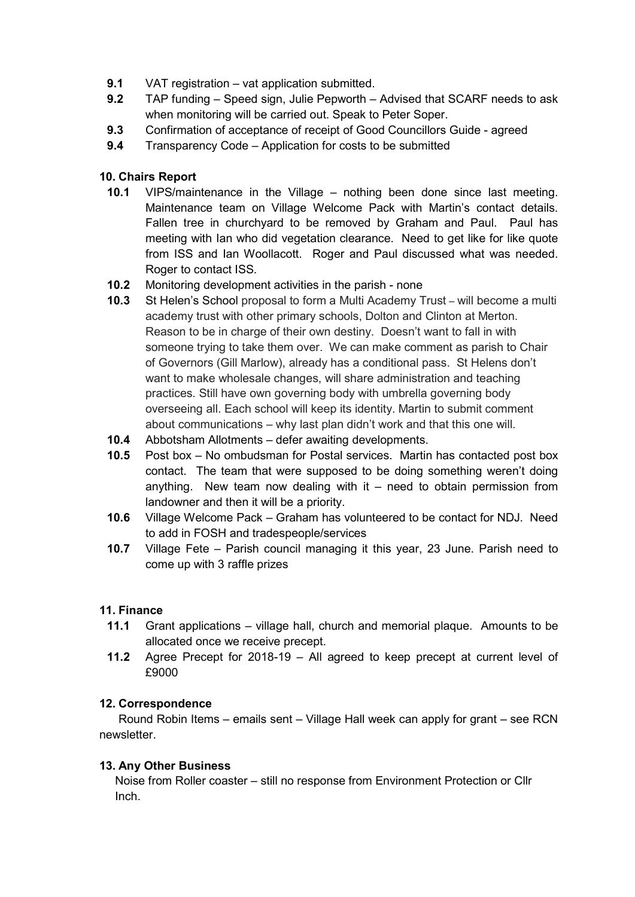- **9.1** VAT registration – vat application submitted.
- **9.2** TAP funding – Speed sign, Julie Pepworth – Advised that SCARF needs to ask when monitoring will be carried out. Speak to Peter Soper.
- **9.3** Confirmation of acceptance of receipt of Good Councillors Guide - agreed
- **9.4** Transparency Code – Application for costs to be submitted

**10. Chairs Report**

- **10.1** VIPS/maintenance in the Village – nothing been done since last meeting. Maintenance team on Village Welcome Pack with Martin's contact details. Fallen tree in churchyard to be removed by Graham and Paul. Paul has meeting with Ian who did vegetation clearance. Need to get like for like quote from ISS and Ian Woollacott. Roger and Paul discussed what was needed. Roger to contact ISS.
- **10.2** Monitoring development activities in the parish - none
- **10.3** St Helen's School proposal to form a Multi Academy Trust – will become a multi academy trust with other primary schools, Dolton and Clinton at Merton. Reason to be in charge of their own destiny. Doesn't want to fall in with someone trying to take them over. We can make comment as parish to Chair of Governors (Gill Marlow), already has a conditional pass. St Helens don't want to make wholesale changes, will share administration and teaching practices. Still have own governing body with umbrella governing body overseeing all. Each school will keep its identity. Martin to submit comment about communications – why last plan didn't work and that this one will.
- **10.4** Abbotsham Allotments – defer awaiting developments.
- **10.5** Post box – No ombudsman for Postal services. Martin has contacted post box contact. The team that were supposed to be doing something weren't doing anything. New team now dealing with it – need to obtain permission from landowner and then it will be a priority.
- **10.6** Village Welcome Pack – Graham has volunteered to be contact for NDJ. Need to add in FOSH and tradespeople/services
- **10.7** Village Fete – Parish council managing it this year, 23 June. Parish need to come up with 3 raffle prizes

**11. Finance**

- **11.1** Grant applications – village hall, church and memorial plaque. Amounts to be allocated once we receive precept.
- **11.2** Agree Precept for 2018-19 – All agreed to keep precept at current level of £9000

**12. Correspondence**

Round Robin Items – emails sent – Village Hall week can apply for grant – see RCN newsletter.

**13. Any Other Business**

Noise from Roller coaster – still no response from Environment Protection or Cllr Inch.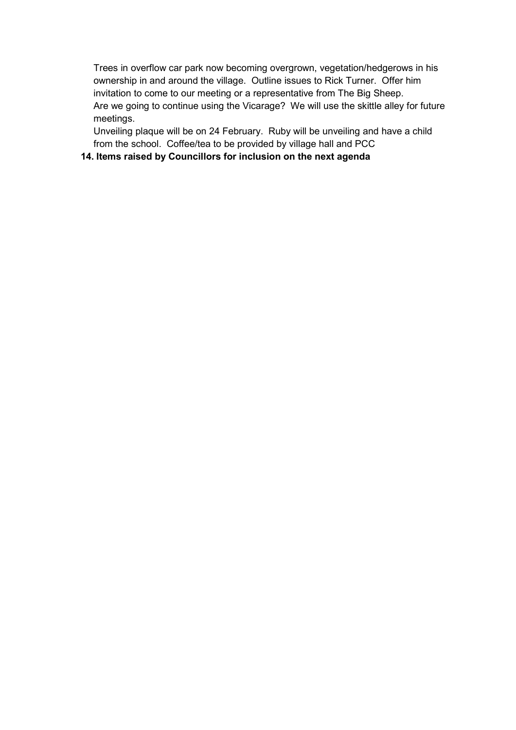Trees in overflow car park now becoming overgrown, vegetation/hedgerows in his ownership in and around the village. Outline issues to Rick Turner. Offer him invitation to come to our meeting or a representative from The Big Sheep.

Are we going to continue using the Vicarage? We will use the skittle alley for future meetings.

Unveiling plaque will be on 24 February. Ruby will be unveiling and have a child from the school. Coffee/tea to be provided by village hall and PCC

**14. Items raised by Councillors for inclusion on the next agenda**